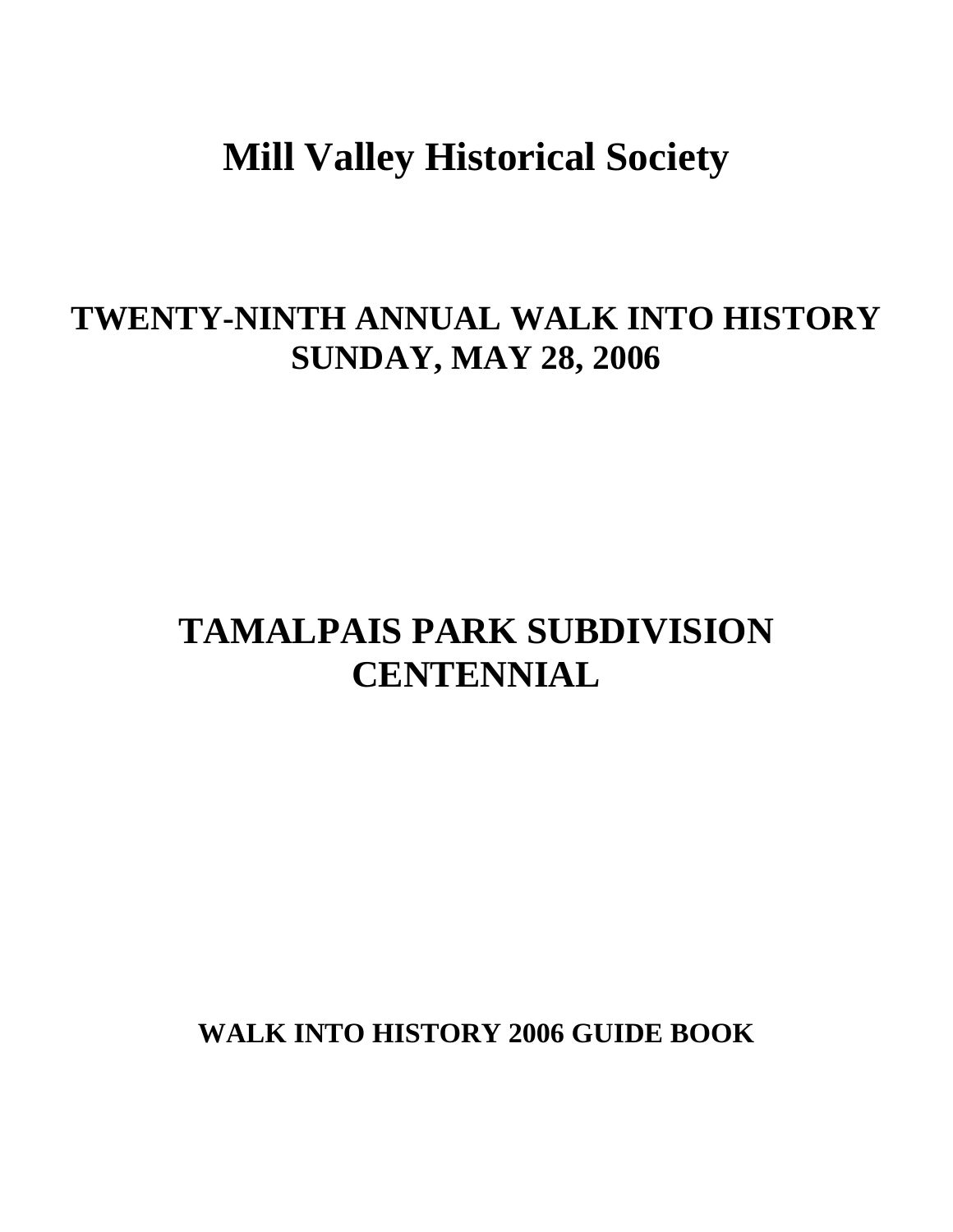# Mill Valley Historical Society

## TWENTY-NINTH ANNUAL WALK INTO HISTORY
## SUNDAY, MAY 28, 2006

## TAMALPAIS PARK SUBDIVISION CENTENNIAL

**WALK INTO HISTORY 2006 GUIDE BOOK**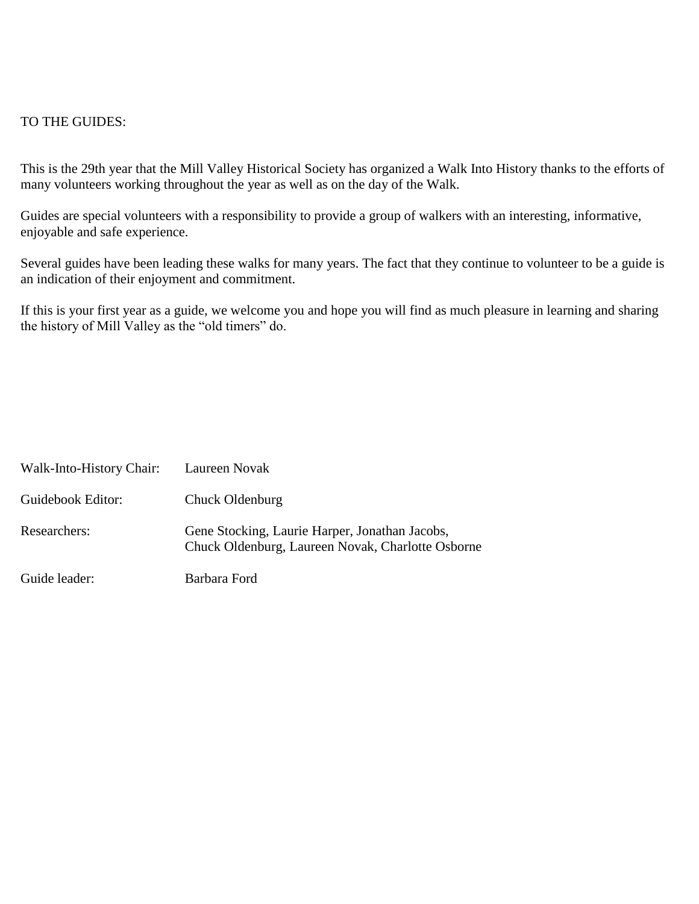TO THE GUIDES:

This is the 29th year that the Mill Valley Historical Society has organized a Walk Into History thanks to the efforts of many volunteers working throughout the year as well as on the day of the Walk.

Guides are special volunteers with a responsibility to provide a group of walkers with an interesting, informative, enjoyable and safe experience.

Several guides have been leading these walks for many years. The fact that they continue to volunteer to be a guide is an indication of their enjoyment and commitment.

If this is your first year as a guide, we welcome you and hope you will find as much pleasure in learning and sharing the history of Mill Valley as the "old timers" do.

Walk-Into-History Chair: Laureen Novak

Guidebook Editor: Chuck Oldenburg

Researchers: Gene Stocking, Laurie Harper, Jonathan Jacobs, Chuck Oldenburg, Laureen Novak, Charlotte Osborne

Guide leader: Barbara Ford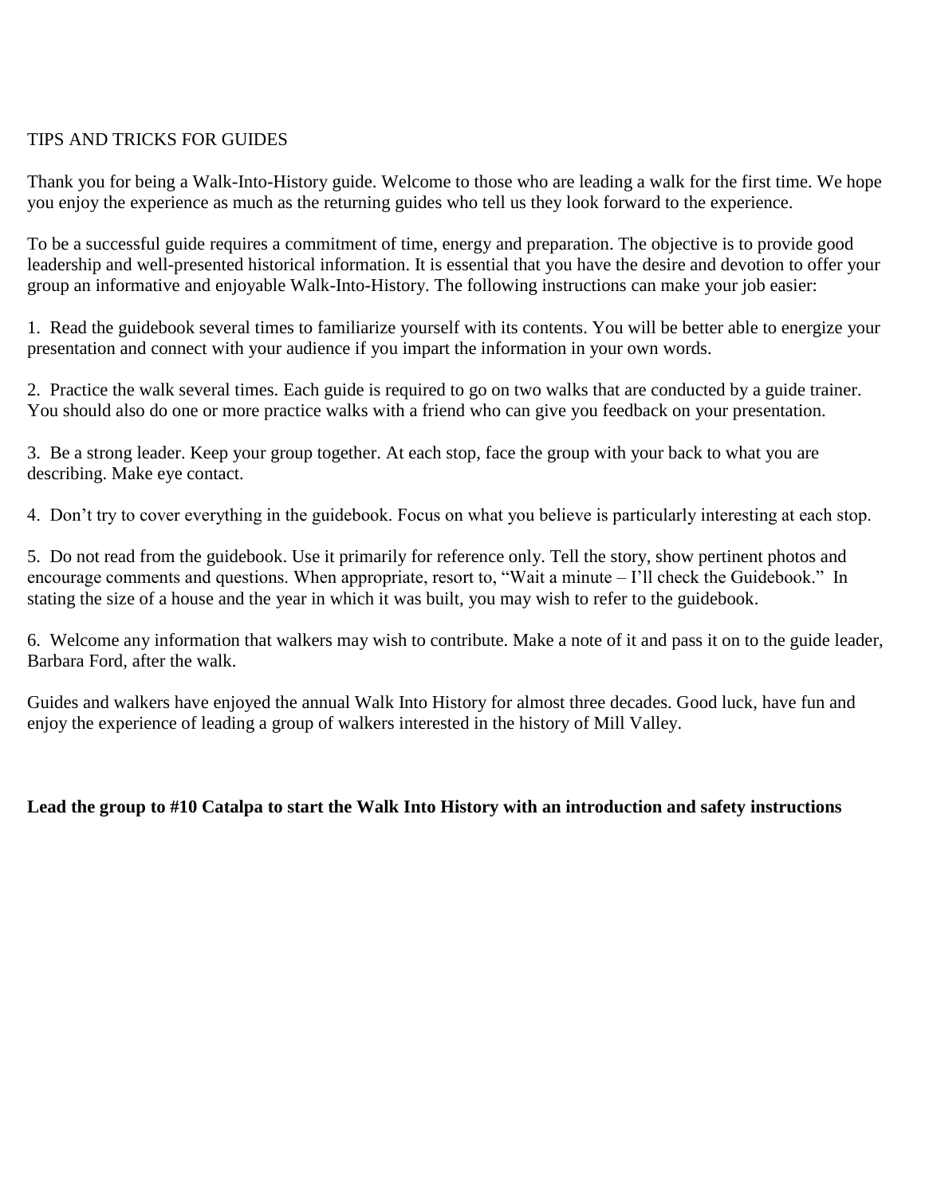## TIPS AND TRICKS FOR GUIDES

Thank you for being a Walk-Into-History guide. Welcome to those who are leading a walk for the first time. We hope you enjoy the experience as much as the returning guides who tell us they look forward to the experience.

To be a successful guide requires a commitment of time, energy and preparation. The objective is to provide good leadership and well-presented historical information. It is essential that you have the desire and devotion to offer your group an informative and enjoyable Walk-Into-History. The following instructions can make your job easier:

1. Read the guidebook several times to familiarize yourself with its contents. You will be better able to energize your presentation and connect with your audience if you impart the information in your own words.

2. Practice the walk several times. Each guide is required to go on two walks that are conducted by a guide trainer. You should also do one or more practice walks with a friend who can give you feedback on your presentation.

3. Be a strong leader. Keep your group together. At each stop, face the group with your back to what you are describing. Make eye contact.

4. Don't try to cover everything in the guidebook. Focus on what you believe is particularly interesting at each stop.

5. Do not read from the guidebook. Use it primarily for reference only. Tell the story, show pertinent photos and encourage comments and questions. When appropriate, resort to, "Wait a minute – I'll check the Guidebook." In stating the size of a house and the year in which it was built, you may wish to refer to the guidebook.

6. Welcome any information that walkers may wish to contribute. Make a note of it and pass it on to the guide leader, Barbara Ford, after the walk.

Guides and walkers have enjoyed the annual Walk Into History for almost three decades. Good luck, have fun and enjoy the experience of leading a group of walkers interested in the history of Mill Valley.

**Lead the group to #10 Catalpa to start the Walk Into History with an introduction and safety instructions**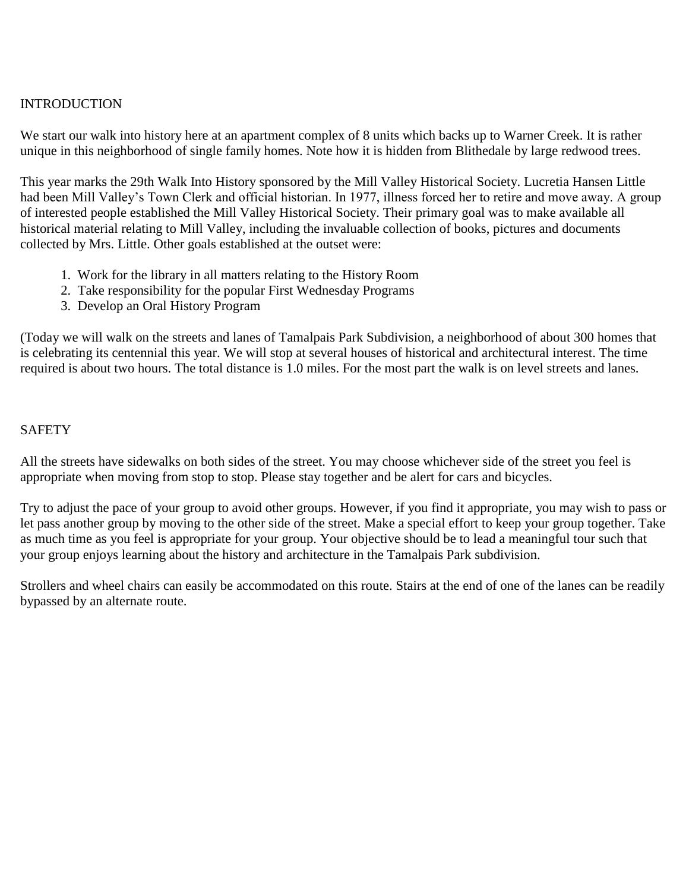## INTRODUCTION

We start our walk into history here at an apartment complex of 8 units which backs up to Warner Creek. It is rather unique in this neighborhood of single family homes. Note how it is hidden from Blithedale by large redwood trees.

This year marks the 29th Walk Into History sponsored by the Mill Valley Historical Society. Lucretia Hansen Little had been Mill Valley's Town Clerk and official historian. In 1977, illness forced her to retire and move away. A group of interested people established the Mill Valley Historical Society. Their primary goal was to make available all historical material relating to Mill Valley, including the invaluable collection of books, pictures and documents collected by Mrs. Little. Other goals established at the outset were:

1. Work for the library in all matters relating to the History Room
2. Take responsibility for the popular First Wednesday Programs
3. Develop an Oral History Program

(Today we will walk on the streets and lanes of Tamalpais Park Subdivision, a neighborhood of about 300 homes that is celebrating its centennial this year. We will stop at several houses of historical and architectural interest. The time required is about two hours. The total distance is 1.0 miles. For the most part the walk is on level streets and lanes.

## SAFETY

All the streets have sidewalks on both sides of the street. You may choose whichever side of the street you feel is appropriate when moving from stop to stop. Please stay together and be alert for cars and bicycles.

Try to adjust the pace of your group to avoid other groups. However, if you find it appropriate, you may wish to pass or let pass another group by moving to the other side of the street. Make a special effort to keep your group together. Take as much time as you feel is appropriate for your group. Your objective should be to lead a meaningful tour such that your group enjoys learning about the history and architecture in the Tamalpais Park subdivision.

Strollers and wheel chairs can easily be accommodated on this route. Stairs at the end of one of the lanes can be readily bypassed by an alternate route.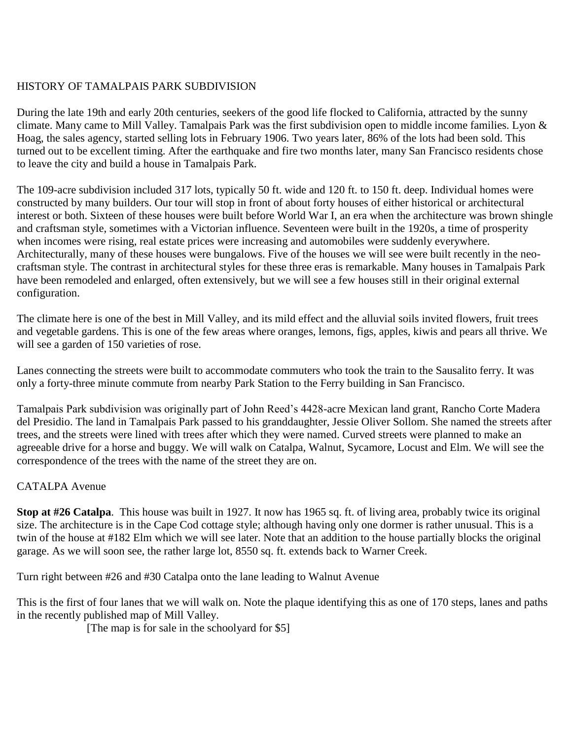# HISTORY OF TAMALPAIS PARK SUBDIVISION

During the late 19th and early 20th centuries, seekers of the good life flocked to California, attracted by the sunny climate. Many came to Mill Valley. Tamalpais Park was the first subdivision open to middle income families. Lyon & Hoag, the sales agency, started selling lots in February 1906. Two years later, 86% of the lots had been sold. This turned out to be excellent timing. After the earthquake and fire two months later, many San Francisco residents chose to leave the city and build a house in Tamalpais Park.

The 109-acre subdivision included 317 lots, typically 50 ft. wide and 120 ft. to 150 ft. deep. Individual homes were constructed by many builders. Our tour will stop in front of about forty houses of either historical or architectural interest or both. Sixteen of these houses were built before World War I, an era when the architecture was brown shingle and craftsman style, sometimes with a Victorian influence. Seventeen were built in the 1920s, a time of prosperity when incomes were rising, real estate prices were increasing and automobiles were suddenly everywhere. Architecturally, many of these houses were bungalows. Five of the houses we will see were built recently in the neo-craftsman style. The contrast in architectural styles for these three eras is remarkable. Many houses in Tamalpais Park have been remodeled and enlarged, often extensively, but we will see a few houses still in their original external configuration.

The climate here is one of the best in Mill Valley, and its mild effect and the alluvial soils invited flowers, fruit trees and vegetable gardens. This is one of the few areas where oranges, lemons, figs, apples, kiwis and pears all thrive. We will see a garden of 150 varieties of rose.

Lanes connecting the streets were built to accommodate commuters who took the train to the Sausalito ferry. It was only a forty-three minute commute from nearby Park Station to the Ferry building in San Francisco.

Tamalpais Park subdivision was originally part of John Reed's 4428-acre Mexican land grant, Rancho Corte Madera del Presidio. The land in Tamalpais Park passed to his granddaughter, Jessie Oliver Sollom. She named the streets after trees, and the streets were lined with trees after which they were named. Curved streets were planned to make an agreeable drive for a horse and buggy. We will walk on Catalpa, Walnut, Sycamore, Locust and Elm. We will see the correspondence of the trees with the name of the street they are on.

## CATALPA Avenue

**Stop at #26 Catalpa**. This house was built in 1927. It now has 1965 sq. ft. of living area, probably twice its original size. The architecture is in the Cape Cod cottage style; although having only one dormer is rather unusual. This is a twin of the house at #182 Elm which we will see later. Note that an addition to the house partially blocks the original garage. As we will soon see, the rather large lot, 8550 sq. ft. extends back to Warner Creek.

Turn right between #26 and #30 Catalpa onto the lane leading to Walnut Avenue

This is the first of four lanes that we will walk on. Note the plaque identifying this as one of 170 steps, lanes and paths in the recently published map of Mill Valley.

[The map is for sale in the schoolyard for $5]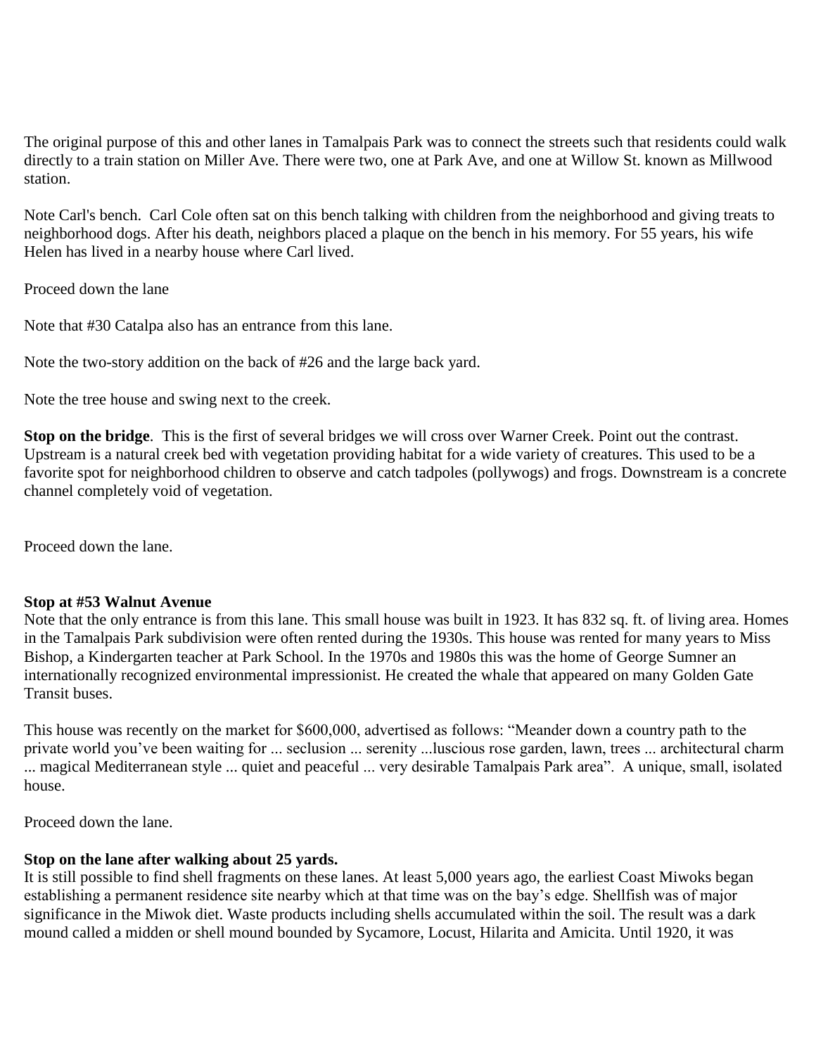The original purpose of this and other lanes in Tamalpais Park was to connect the streets such that residents could walk directly to a train station on Miller Ave. There were two, one at Park Ave, and one at Willow St. known as Millwood station.

Note Carl's bench. Carl Cole often sat on this bench talking with children from the neighborhood and giving treats to neighborhood dogs. After his death, neighbors placed a plaque on the bench in his memory. For 55 years, his wife Helen has lived in a nearby house where Carl lived.

Proceed down the lane

Note that #30 Catalpa also has an entrance from this lane.

Note the two-story addition on the back of #26 and the large back yard.

Note the tree house and swing next to the creek.

**Stop on the bridge**. This is the first of several bridges we will cross over Warner Creek. Point out the contrast. Upstream is a natural creek bed with vegetation providing habitat for a wide variety of creatures. This used to be a favorite spot for neighborhood children to observe and catch tadpoles (pollywogs) and frogs. Downstream is a concrete channel completely void of vegetation.

Proceed down the lane.

**Stop at #53 Walnut Avenue**
Note that the only entrance is from this lane. This small house was built in 1923. It has 832 sq. ft. of living area. Homes in the Tamalpais Park subdivision were often rented during the 1930s. This house was rented for many years to Miss Bishop, a Kindergarten teacher at Park School. In the 1970s and 1980s this was the home of George Sumner an internationally recognized environmental impressionist. He created the whale that appeared on many Golden Gate Transit buses.

This house was recently on the market for $600,000, advertised as follows: “Meander down a country path to the private world you’ve been waiting for ... seclusion ... serenity ...luscious rose garden, lawn, trees ... architectural charm ... magical Mediterranean style ... quiet and peaceful ... very desirable Tamalpais Park area”. A unique, small, isolated house.

Proceed down the lane.

**Stop on the lane after walking about 25 yards.**
It is still possible to find shell fragments on these lanes. At least 5,000 years ago, the earliest Coast Miwoks began establishing a permanent residence site nearby which at that time was on the bay’s edge. Shellfish was of major significance in the Miwok diet. Waste products including shells accumulated within the soil. The result was a dark mound called a midden or shell mound bounded by Sycamore, Locust, Hilarita and Amicita. Until 1920, it was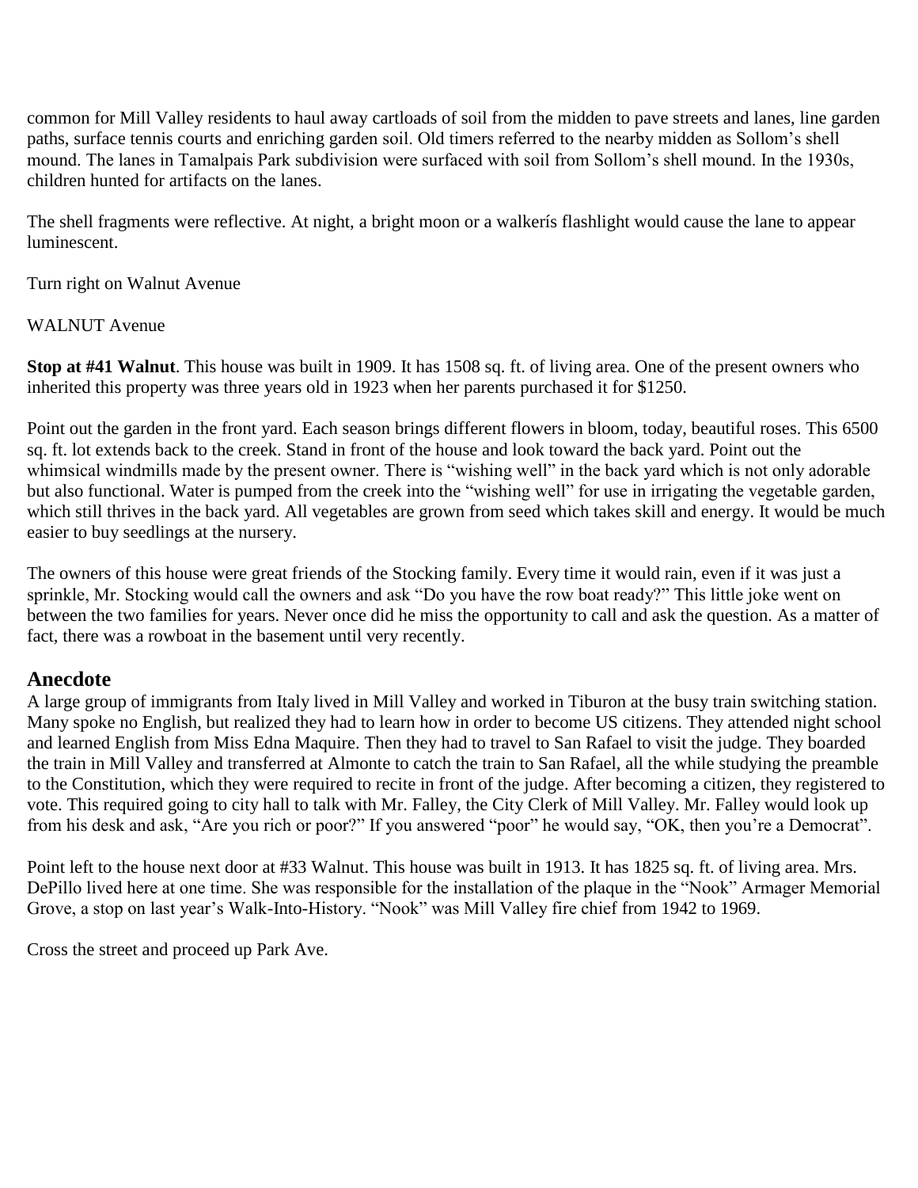common for Mill Valley residents to haul away cartloads of soil from the midden to pave streets and lanes, line garden paths, surface tennis courts and enriching garden soil. Old timers referred to the nearby midden as Sollom's shell mound. The lanes in Tamalpais Park subdivision were surfaced with soil from Sollom's shell mound. In the 1930s, children hunted for artifacts on the lanes.

The shell fragments were reflective. At night, a bright moon or a walkerís flashlight would cause the lane to appear luminescent.

Turn right on Walnut Avenue

WALNUT Avenue

**Stop at #41 Walnut**. This house was built in 1909. It has 1508 sq. ft. of living area. One of the present owners who inherited this property was three years old in 1923 when her parents purchased it for $1250.

Point out the garden in the front yard. Each season brings different flowers in bloom, today, beautiful roses. This 6500 sq. ft. lot extends back to the creek. Stand in front of the house and look toward the back yard. Point out the whimsical windmills made by the present owner. There is "wishing well" in the back yard which is not only adorable but also functional. Water is pumped from the creek into the "wishing well" for use in irrigating the vegetable garden, which still thrives in the back yard. All vegetables are grown from seed which takes skill and energy. It would be much easier to buy seedlings at the nursery.

The owners of this house were great friends of the Stocking family. Every time it would rain, even if it was just a sprinkle, Mr. Stocking would call the owners and ask "Do you have the row boat ready?" This little joke went on between the two families for years. Never once did he miss the opportunity to call and ask the question. As a matter of fact, there was a rowboat in the basement until very recently.

## Anecdote

A large group of immigrants from Italy lived in Mill Valley and worked in Tiburon at the busy train switching station. Many spoke no English, but realized they had to learn how in order to become US citizens. They attended night school and learned English from Miss Edna Maquire. Then they had to travel to San Rafael to visit the judge. They boarded the train in Mill Valley and transferred at Almonte to catch the train to San Rafael, all the while studying the preamble to the Constitution, which they were required to recite in front of the judge. After becoming a citizen, they registered to vote. This required going to city hall to talk with Mr. Falley, the City Clerk of Mill Valley. Mr. Falley would look up from his desk and ask, "Are you rich or poor?" If you answered "poor" he would say, "OK, then you're a Democrat".

Point left to the house next door at #33 Walnut. This house was built in 1913. It has 1825 sq. ft. of living area. Mrs. DePillo lived here at one time. She was responsible for the installation of the plaque in the "Nook" Armager Memorial Grove, a stop on last year's Walk-Into-History. "Nook" was Mill Valley fire chief from 1942 to 1969.

Cross the street and proceed up Park Ave.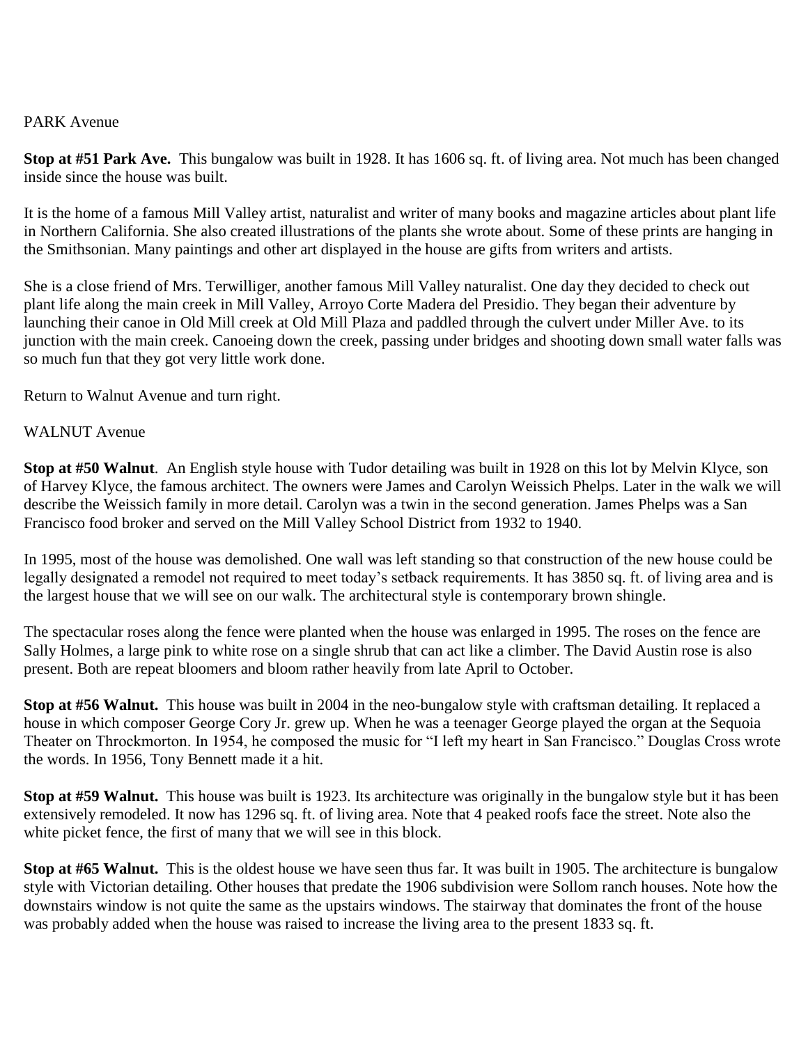PARK Avenue

**Stop at #51 Park Ave.** This bungalow was built in 1928. It has 1606 sq. ft. of living area. Not much has been changed inside since the house was built.

It is the home of a famous Mill Valley artist, naturalist and writer of many books and magazine articles about plant life in Northern California. She also created illustrations of the plants she wrote about. Some of these prints are hanging in the Smithsonian. Many paintings and other art displayed in the house are gifts from writers and artists.

She is a close friend of Mrs. Terwilliger, another famous Mill Valley naturalist. One day they decided to check out plant life along the main creek in Mill Valley, Arroyo Corte Madera del Presidio. They began their adventure by launching their canoe in Old Mill creek at Old Mill Plaza and paddled through the culvert under Miller Ave. to its junction with the main creek. Canoeing down the creek, passing under bridges and shooting down small water falls was so much fun that they got very little work done.

Return to Walnut Avenue and turn right.

WALNUT Avenue

**Stop at #50 Walnut**. An English style house with Tudor detailing was built in 1928 on this lot by Melvin Klyce, son of Harvey Klyce, the famous architect. The owners were James and Carolyn Weissich Phelps. Later in the walk we will describe the Weissich family in more detail. Carolyn was a twin in the second generation. James Phelps was a San Francisco food broker and served on the Mill Valley School District from 1932 to 1940.

In 1995, most of the house was demolished. One wall was left standing so that construction of the new house could be legally designated a remodel not required to meet today's setback requirements. It has 3850 sq. ft. of living area and is the largest house that we will see on our walk. The architectural style is contemporary brown shingle.

The spectacular roses along the fence were planted when the house was enlarged in 1995. The roses on the fence are Sally Holmes, a large pink to white rose on a single shrub that can act like a climber. The David Austin rose is also present. Both are repeat bloomers and bloom rather heavily from late April to October.

**Stop at #56 Walnut.** This house was built in 2004 in the neo-bungalow style with craftsman detailing. It replaced a house in which composer George Cory Jr. grew up. When he was a teenager George played the organ at the Sequoia Theater on Throckmorton. In 1954, he composed the music for "I left my heart in San Francisco." Douglas Cross wrote the words. In 1956, Tony Bennett made it a hit.

**Stop at #59 Walnut.** This house was built is 1923. Its architecture was originally in the bungalow style but it has been extensively remodeled. It now has 1296 sq. ft. of living area. Note that 4 peaked roofs face the street. Note also the white picket fence, the first of many that we will see in this block.

**Stop at #65 Walnut.** This is the oldest house we have seen thus far. It was built in 1905. The architecture is bungalow style with Victorian detailing. Other houses that predate the 1906 subdivision were Sollom ranch houses. Note how the downstairs window is not quite the same as the upstairs windows. The stairway that dominates the front of the house was probably added when the house was raised to increase the living area to the present 1833 sq. ft.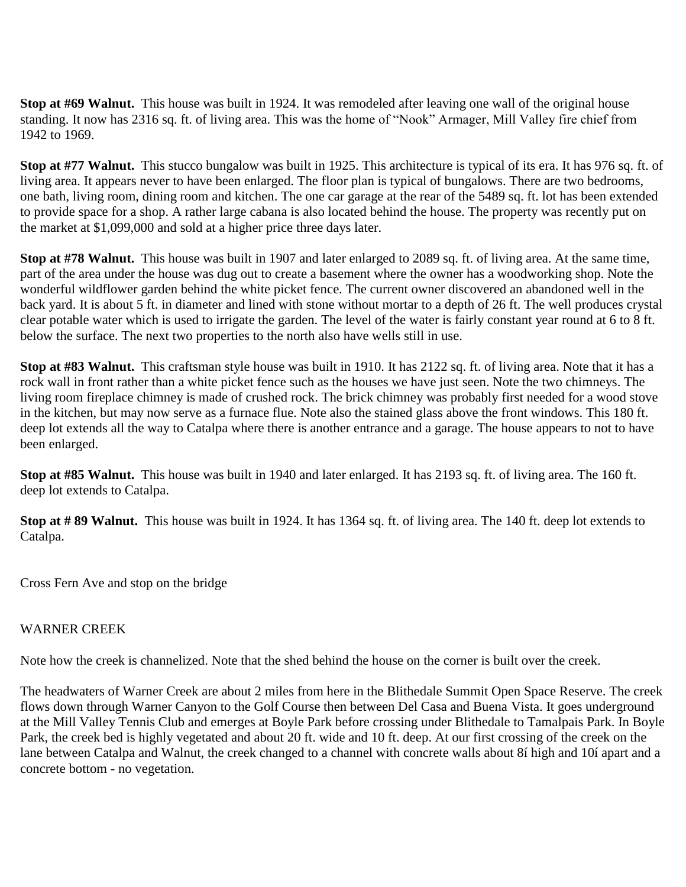**Stop at #69 Walnut.** This house was built in 1924. It was remodeled after leaving one wall of the original house standing. It now has 2316 sq. ft. of living area. This was the home of "Nook" Armager, Mill Valley fire chief from 1942 to 1969.

**Stop at #77 Walnut.** This stucco bungalow was built in 1925. This architecture is typical of its era. It has 976 sq. ft. of living area. It appears never to have been enlarged. The floor plan is typical of bungalows. There are two bedrooms, one bath, living room, dining room and kitchen. The one car garage at the rear of the 5489 sq. ft. lot has been extended to provide space for a shop. A rather large cabana is also located behind the house. The property was recently put on the market at $1,099,000 and sold at a higher price three days later.

**Stop at #78 Walnut.** This house was built in 1907 and later enlarged to 2089 sq. ft. of living area. At the same time, part of the area under the house was dug out to create a basement where the owner has a woodworking shop. Note the wonderful wildflower garden behind the white picket fence. The current owner discovered an abandoned well in the back yard. It is about 5 ft. in diameter and lined with stone without mortar to a depth of 26 ft. The well produces crystal clear potable water which is used to irrigate the garden. The level of the water is fairly constant year round at 6 to 8 ft. below the surface. The next two properties to the north also have wells still in use.

**Stop at #83 Walnut.** This craftsman style house was built in 1910. It has 2122 sq. ft. of living area. Note that it has a rock wall in front rather than a white picket fence such as the houses we have just seen. Note the two chimneys. The living room fireplace chimney is made of crushed rock. The brick chimney was probably first needed for a wood stove in the kitchen, but may now serve as a furnace flue. Note also the stained glass above the front windows. This 180 ft. deep lot extends all the way to Catalpa where there is another entrance and a garage. The house appears to not to have been enlarged.

**Stop at #85 Walnut.** This house was built in 1940 and later enlarged. It has 2193 sq. ft. of living area. The 160 ft. deep lot extends to Catalpa.

**Stop at # 89 Walnut.** This house was built in 1924. It has 1364 sq. ft. of living area. The 140 ft. deep lot extends to Catalpa.

Cross Fern Ave and stop on the bridge

WARNER CREEK

Note how the creek is channelized. Note that the shed behind the house on the corner is built over the creek.

The headwaters of Warner Creek are about 2 miles from here in the Blithedale Summit Open Space Reserve. The creek flows down through Warner Canyon to the Golf Course then between Del Casa and Buena Vista. It goes underground at the Mill Valley Tennis Club and emerges at Boyle Park before crossing under Blithedale to Tamalpais Park. In Boyle Park, the creek bed is highly vegetated and about 20 ft. wide and 10 ft. deep. At our first crossing of the creek on the lane between Catalpa and Walnut, the creek changed to a channel with concrete walls about 8í high and 10í apart and a concrete bottom - no vegetation.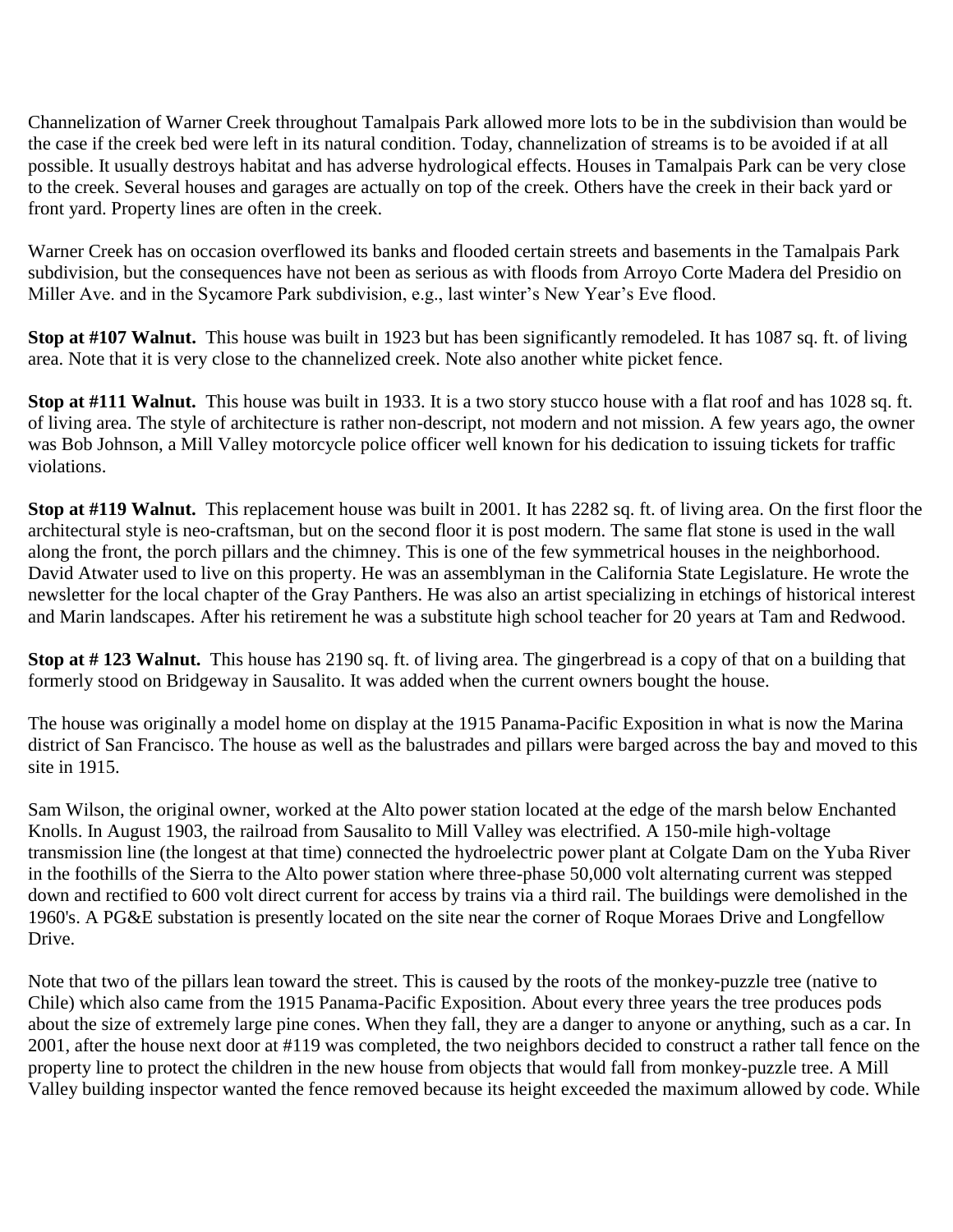Channelization of Warner Creek throughout Tamalpais Park allowed more lots to be in the subdivision than would be the case if the creek bed were left in its natural condition. Today, channelization of streams is to be avoided if at all possible. It usually destroys habitat and has adverse hydrological effects. Houses in Tamalpais Park can be very close to the creek. Several houses and garages are actually on top of the creek. Others have the creek in their back yard or front yard. Property lines are often in the creek.

Warner Creek has on occasion overflowed its banks and flooded certain streets and basements in the Tamalpais Park subdivision, but the consequences have not been as serious as with floods from Arroyo Corte Madera del Presidio on Miller Ave. and in the Sycamore Park subdivision, e.g., last winter's New Year's Eve flood.

**Stop at #107 Walnut.** This house was built in 1923 but has been significantly remodeled. It has 1087 sq. ft. of living area. Note that it is very close to the channelized creek. Note also another white picket fence.

**Stop at #111 Walnut.** This house was built in 1933. It is a two story stucco house with a flat roof and has 1028 sq. ft. of living area. The style of architecture is rather non-descript, not modern and not mission. A few years ago, the owner was Bob Johnson, a Mill Valley motorcycle police officer well known for his dedication to issuing tickets for traffic violations.

**Stop at #119 Walnut.** This replacement house was built in 2001. It has 2282 sq. ft. of living area. On the first floor the architectural style is neo-craftsman, but on the second floor it is post modern. The same flat stone is used in the wall along the front, the porch pillars and the chimney. This is one of the few symmetrical houses in the neighborhood. David Atwater used to live on this property. He was an assemblyman in the California State Legislature. He wrote the newsletter for the local chapter of the Gray Panthers. He was also an artist specializing in etchings of historical interest and Marin landscapes. After his retirement he was a substitute high school teacher for 20 years at Tam and Redwood.

**Stop at # 123 Walnut.** This house has 2190 sq. ft. of living area. The gingerbread is a copy of that on a building that formerly stood on Bridgeway in Sausalito. It was added when the current owners bought the house.

The house was originally a model home on display at the 1915 Panama-Pacific Exposition in what is now the Marina district of San Francisco. The house as well as the balustrades and pillars were barged across the bay and moved to this site in 1915.

Sam Wilson, the original owner, worked at the Alto power station located at the edge of the marsh below Enchanted Knolls. In August 1903, the railroad from Sausalito to Mill Valley was electrified. A 150-mile high-voltage transmission line (the longest at that time) connected the hydroelectric power plant at Colgate Dam on the Yuba River in the foothills of the Sierra to the Alto power station where three-phase 50,000 volt alternating current was stepped down and rectified to 600 volt direct current for access by trains via a third rail. The buildings were demolished in the 1960's. A PG&E substation is presently located on the site near the corner of Roque Moraes Drive and Longfellow Drive.

Note that two of the pillars lean toward the street. This is caused by the roots of the monkey-puzzle tree (native to Chile) which also came from the 1915 Panama-Pacific Exposition. About every three years the tree produces pods about the size of extremely large pine cones. When they fall, they are a danger to anyone or anything, such as a car. In 2001, after the house next door at #119 was completed, the two neighbors decided to construct a rather tall fence on the property line to protect the children in the new house from objects that would fall from monkey-puzzle tree. A Mill Valley building inspector wanted the fence removed because its height exceeded the maximum allowed by code. While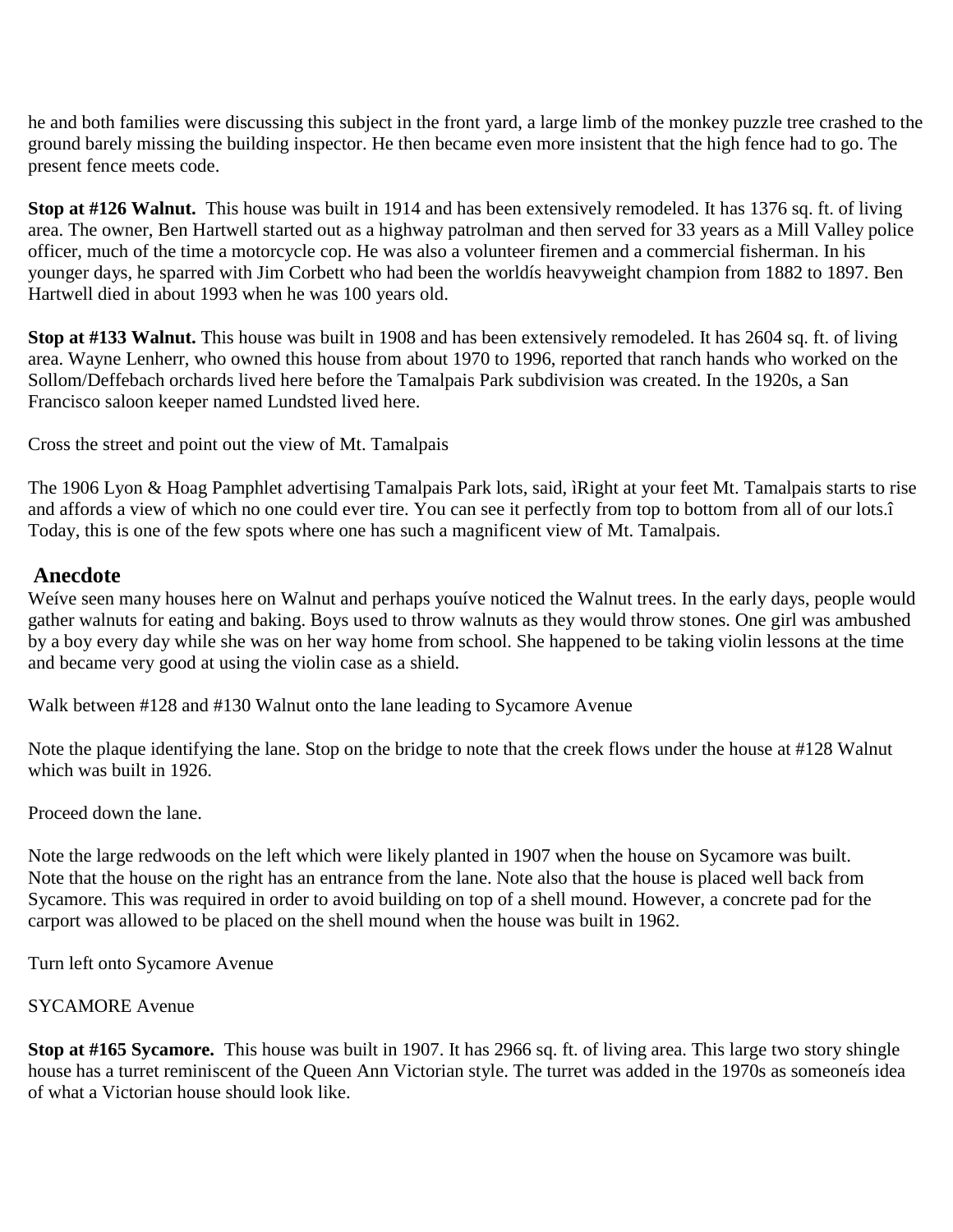he and both families were discussing this subject in the front yard, a large limb of the monkey puzzle tree crashed to the ground barely missing the building inspector. He then became even more insistent that the high fence had to go. The present fence meets code.

**Stop at #126 Walnut.** This house was built in 1914 and has been extensively remodeled. It has 1376 sq. ft. of living area. The owner, Ben Hartwell started out as a highway patrolman and then served for 33 years as a Mill Valley police officer, much of the time a motorcycle cop. He was also a volunteer firemen and a commercial fisherman. In his younger days, he sparred with Jim Corbett who had been the worldís heavyweight champion from 1882 to 1897. Ben Hartwell died in about 1993 when he was 100 years old.

**Stop at #133 Walnut.** This house was built in 1908 and has been extensively remodeled. It has 2604 sq. ft. of living area. Wayne Lenherr, who owned this house from about 1970 to 1996, reported that ranch hands who worked on the Sollom/Deffebach orchards lived here before the Tamalpais Park subdivision was created. In the 1920s, a San Francisco saloon keeper named Lundsted lived here.

Cross the street and point out the view of Mt. Tamalpais

The 1906 Lyon & Hoag Pamphlet advertising Tamalpais Park lots, said, ìRight at your feet Mt. Tamalpais starts to rise and affords a view of which no one could ever tire. You can see it perfectly from top to bottom from all of our lots.î Today, this is one of the few spots where one has such a magnificent view of Mt. Tamalpais.

## Anecdote

Weíve seen many houses here on Walnut and perhaps youíve noticed the Walnut trees. In the early days, people would gather walnuts for eating and baking. Boys used to throw walnuts as they would throw stones. One girl was ambushed by a boy every day while she was on her way home from school. She happened to be taking violin lessons at the time and became very good at using the violin case as a shield.

Walk between #128 and #130 Walnut onto the lane leading to Sycamore Avenue

Note the plaque identifying the lane. Stop on the bridge to note that the creek flows under the house at #128 Walnut which was built in 1926.

Proceed down the lane.

Note the large redwoods on the left which were likely planted in 1907 when the house on Sycamore was built. Note that the house on the right has an entrance from the lane. Note also that the house is placed well back from Sycamore. This was required in order to avoid building on top of a shell mound. However, a concrete pad for the carport was allowed to be placed on the shell mound when the house was built in 1962.

Turn left onto Sycamore Avenue

SYCAMORE Avenue

**Stop at #165 Sycamore.** This house was built in 1907. It has 2966 sq. ft. of living area. This large two story shingle house has a turret reminiscent of the Queen Ann Victorian style. The turret was added in the 1970s as someoneís idea of what a Victorian house should look like.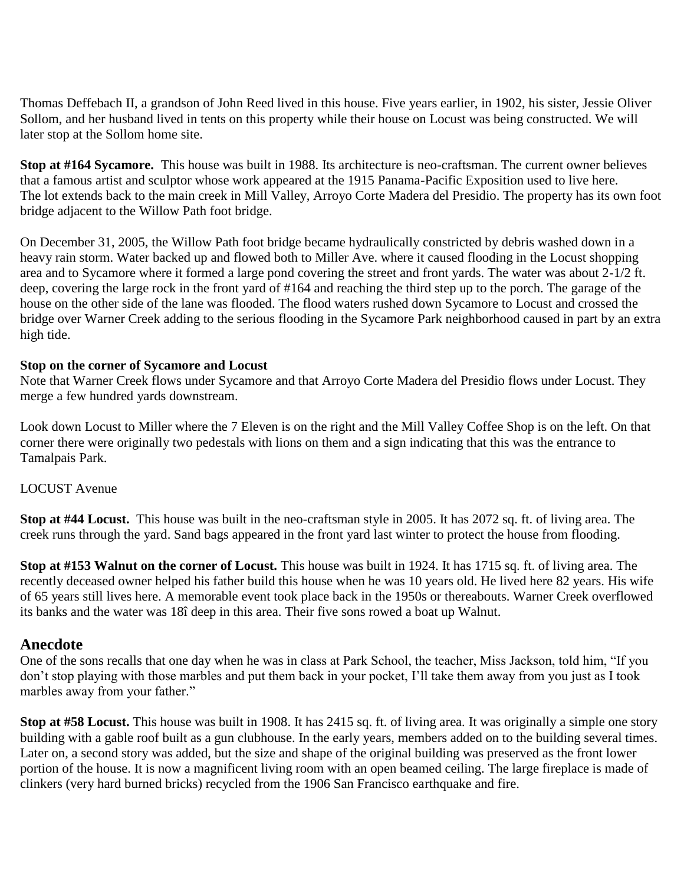Thomas Deffebach II, a grandson of John Reed lived in this house. Five years earlier, in 1902, his sister, Jessie Oliver Sollom, and her husband lived in tents on this property while their house on Locust was being constructed. We will later stop at the Sollom home site.

**Stop at #164 Sycamore.** This house was built in 1988. Its architecture is neo-craftsman. The current owner believes that a famous artist and sculptor whose work appeared at the 1915 Panama-Pacific Exposition used to live here. The lot extends back to the main creek in Mill Valley, Arroyo Corte Madera del Presidio. The property has its own foot bridge adjacent to the Willow Path foot bridge.

On December 31, 2005, the Willow Path foot bridge became hydraulically constricted by debris washed down in a heavy rain storm. Water backed up and flowed both to Miller Ave. where it caused flooding in the Locust shopping area and to Sycamore where it formed a large pond covering the street and front yards. The water was about 2-1/2 ft. deep, covering the large rock in the front yard of #164 and reaching the third step up to the porch. The garage of the house on the other side of the lane was flooded. The flood waters rushed down Sycamore to Locust and crossed the bridge over Warner Creek adding to the serious flooding in the Sycamore Park neighborhood caused in part by an extra high tide.

**Stop on the corner of Sycamore and Locust**

Note that Warner Creek flows under Sycamore and that Arroyo Corte Madera del Presidio flows under Locust. They merge a few hundred yards downstream.

Look down Locust to Miller where the 7 Eleven is on the right and the Mill Valley Coffee Shop is on the left. On that corner there were originally two pedestals with lions on them and a sign indicating that this was the entrance to Tamalpais Park.

LOCUST Avenue

**Stop at #44 Locust.** This house was built in the neo-craftsman style in 2005. It has 2072 sq. ft. of living area. The creek runs through the yard. Sand bags appeared in the front yard last winter to protect the house from flooding.

**Stop at #153 Walnut on the corner of Locust.** This house was built in 1924. It has 1715 sq. ft. of living area. The recently deceased owner helped his father build this house when he was 10 years old. He lived here 82 years. His wife of 65 years still lives here. A memorable event took place back in the 1950s or thereabouts. Warner Creek overflowed its banks and the water was 18î deep in this area. Their five sons rowed a boat up Walnut.

## Anecdote

One of the sons recalls that one day when he was in class at Park School, the teacher, Miss Jackson, told him, "If you don't stop playing with those marbles and put them back in your pocket, I'll take them away from you just as I took marbles away from your father."

**Stop at #58 Locust.** This house was built in 1908. It has 2415 sq. ft. of living area. It was originally a simple one story building with a gable roof built as a gun clubhouse. In the early years, members added on to the building several times. Later on, a second story was added, but the size and shape of the original building was preserved as the front lower portion of the house. It is now a magnificent living room with an open beamed ceiling. The large fireplace is made of clinkers (very hard burned bricks) recycled from the 1906 San Francisco earthquake and fire.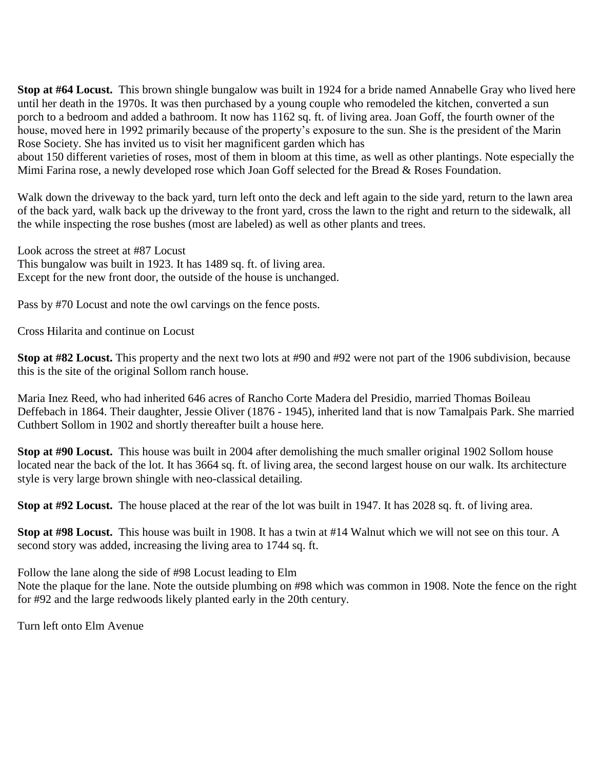**Stop at #64 Locust.** This brown shingle bungalow was built in 1924 for a bride named Annabelle Gray who lived here until her death in the 1970s. It was then purchased by a young couple who remodeled the kitchen, converted a sun porch to a bedroom and added a bathroom. It now has 1162 sq. ft. of living area. Joan Goff, the fourth owner of the house, moved here in 1992 primarily because of the property's exposure to the sun. She is the president of the Marin Rose Society. She has invited us to visit her magnificent garden which has about 150 different varieties of roses, most of them in bloom at this time, as well as other plantings. Note especially the Mimi Farina rose, a newly developed rose which Joan Goff selected for the Bread & Roses Foundation.

Walk down the driveway to the back yard, turn left onto the deck and left again to the side yard, return to the lawn area of the back yard, walk back up the driveway to the front yard, cross the lawn to the right and return to the sidewalk, all the while inspecting the rose bushes (most are labeled) as well as other plants and trees.

Look across the street at #87 Locust
This bungalow was built in 1923. It has 1489 sq. ft. of living area.
Except for the new front door, the outside of the house is unchanged.

Pass by #70 Locust and note the owl carvings on the fence posts.

Cross Hilarita and continue on Locust

**Stop at #82 Locust.** This property and the next two lots at #90 and #92 were not part of the 1906 subdivision, because this is the site of the original Sollom ranch house.

Maria Inez Reed, who had inherited 646 acres of Rancho Corte Madera del Presidio, married Thomas Boileau Deffebach in 1864. Their daughter, Jessie Oliver (1876 - 1945), inherited land that is now Tamalpais Park. She married Cuthbert Sollom in 1902 and shortly thereafter built a house here.

**Stop at #90 Locust.** This house was built in 2004 after demolishing the much smaller original 1902 Sollom house located near the back of the lot. It has 3664 sq. ft. of living area, the second largest house on our walk. Its architecture style is very large brown shingle with neo-classical detailing.

**Stop at #92 Locust.** The house placed at the rear of the lot was built in 1947. It has 2028 sq. ft. of living area.

**Stop at #98 Locust.** This house was built in 1908. It has a twin at #14 Walnut which we will not see on this tour. A second story was added, increasing the living area to 1744 sq. ft.

Follow the lane along the side of #98 Locust leading to Elm
Note the plaque for the lane. Note the outside plumbing on #98 which was common in 1908. Note the fence on the right for #92 and the large redwoods likely planted early in the 20th century.

Turn left onto Elm Avenue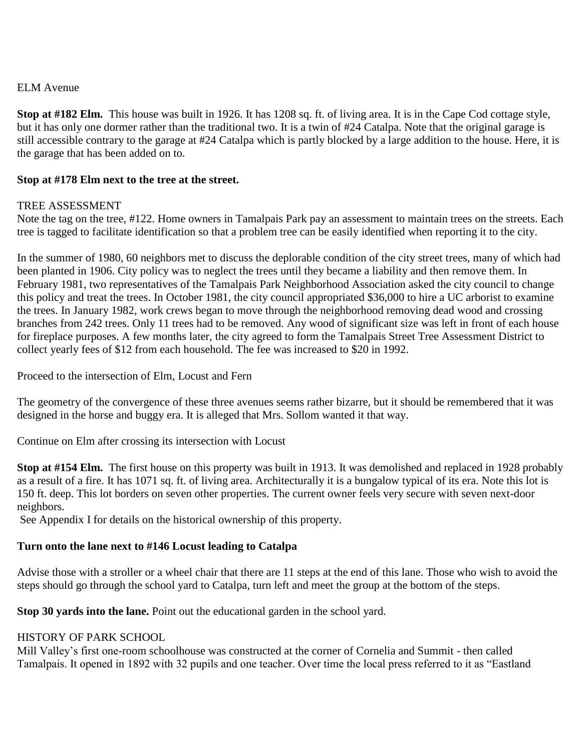ELM Avenue

**Stop at #182 Elm.** This house was built in 1926. It has 1208 sq. ft. of living area. It is in the Cape Cod cottage style, but it has only one dormer rather than the traditional two. It is a twin of #24 Catalpa. Note that the original garage is still accessible contrary to the garage at #24 Catalpa which is partly blocked by a large addition to the house. Here, it is the garage that has been added on to.

**Stop at #178 Elm next to the tree at the street.**

TREE ASSESSMENT
Note the tag on the tree, #122. Home owners in Tamalpais Park pay an assessment to maintain trees on the streets. Each tree is tagged to facilitate identification so that a problem tree can be easily identified when reporting it to the city.

In the summer of 1980, 60 neighbors met to discuss the deplorable condition of the city street trees, many of which had been planted in 1906. City policy was to neglect the trees until they became a liability and then remove them. In February 1981, two representatives of the Tamalpais Park Neighborhood Association asked the city council to change this policy and treat the trees. In October 1981, the city council appropriated $36,000 to hire a UC arborist to examine the trees. In January 1982, work crews began to move through the neighborhood removing dead wood and crossing branches from 242 trees. Only 11 trees had to be removed. Any wood of significant size was left in front of each house for fireplace purposes. A few months later, the city agreed to form the Tamalpais Street Tree Assessment District to collect yearly fees of $12 from each household. The fee was increased to $20 in 1992.

Proceed to the intersection of Elm, Locust and Fern

The geometry of the convergence of these three avenues seems rather bizarre, but it should be remembered that it was designed in the horse and buggy era. It is alleged that Mrs. Sollom wanted it that way.

Continue on Elm after crossing its intersection with Locust

**Stop at #154 Elm.** The first house on this property was built in 1913. It was demolished and replaced in 1928 probably as a result of a fire. It has 1071 sq. ft. of living area. Architecturally it is a bungalow typical of its era. Note this lot is 150 ft. deep. This lot borders on seven other properties. The current owner feels very secure with seven next-door neighbors.
See Appendix I for details on the historical ownership of this property.

**Turn onto the lane next to #146 Locust leading to Catalpa**

Advise those with a stroller or a wheel chair that there are 11 steps at the end of this lane. Those who wish to avoid the steps should go through the school yard to Catalpa, turn left and meet the group at the bottom of the steps.

**Stop 30 yards into the lane.** Point out the educational garden in the school yard.

HISTORY OF PARK SCHOOL
Mill Valley's first one-room schoolhouse was constructed at the corner of Cornelia and Summit - then called Tamalpais. It opened in 1892 with 32 pupils and one teacher. Over time the local press referred to it as "Eastland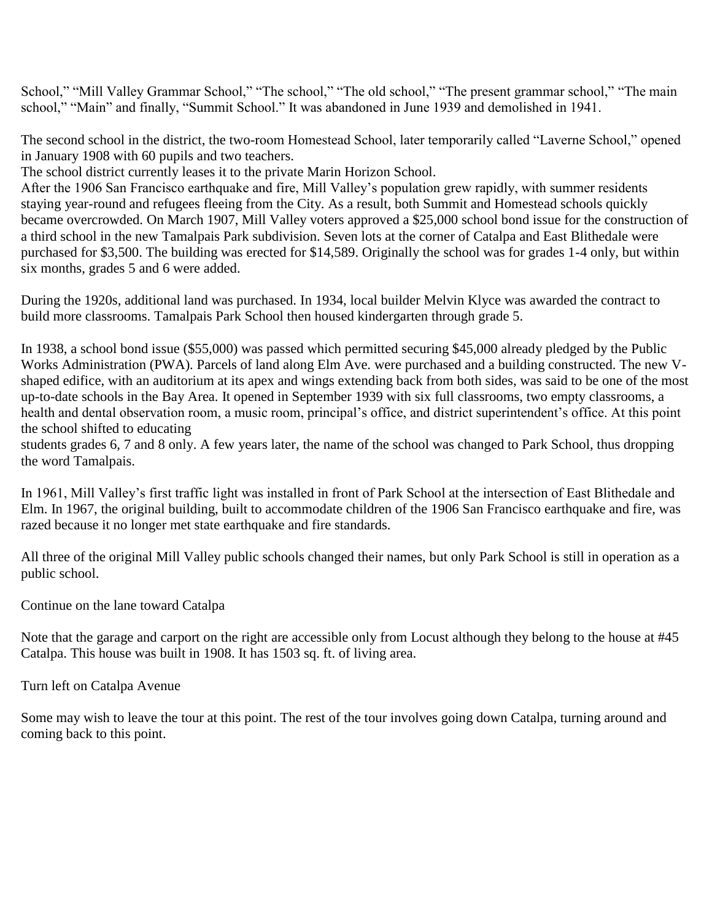School," "Mill Valley Grammar School," "The school," "The old school," "The present grammar school," "The main school," "Main" and finally, "Summit School." It was abandoned in June 1939 and demolished in 1941.

The second school in the district, the two-room Homestead School, later temporarily called "Laverne School," opened in January 1908 with 60 pupils and two teachers.

The school district currently leases it to the private Marin Horizon School.

After the 1906 San Francisco earthquake and fire, Mill Valley's population grew rapidly, with summer residents staying year-round and refugees fleeing from the City. As a result, both Summit and Homestead schools quickly became overcrowded. On March 1907, Mill Valley voters approved a $25,000 school bond issue for the construction of a third school in the new Tamalpais Park subdivision. Seven lots at the corner of Catalpa and East Blithedale were purchased for $3,500. The building was erected for $14,589. Originally the school was for grades 1-4 only, but within six months, grades 5 and 6 were added.

During the 1920s, additional land was purchased. In 1934, local builder Melvin Klyce was awarded the contract to build more classrooms. Tamalpais Park School then housed kindergarten through grade 5.

In 1938, a school bond issue ($55,000) was passed which permitted securing $45,000 already pledged by the Public Works Administration (PWA). Parcels of land along Elm Ave. were purchased and a building constructed. The new V-shaped edifice, with an auditorium at its apex and wings extending back from both sides, was said to be one of the most up-to-date schools in the Bay Area. It opened in September 1939 with six full classrooms, two empty classrooms, a health and dental observation room, a music room, principal's office, and district superintendent's office. At this point the school shifted to educating students grades 6, 7 and 8 only. A few years later, the name of the school was changed to Park School, thus dropping the word Tamalpais.

In 1961, Mill Valley's first traffic light was installed in front of Park School at the intersection of East Blithedale and Elm. In 1967, the original building, built to accommodate children of the 1906 San Francisco earthquake and fire, was razed because it no longer met state earthquake and fire standards.

All three of the original Mill Valley public schools changed their names, but only Park School is still in operation as a public school.

Continue on the lane toward Catalpa

Note that the garage and carport on the right are accessible only from Locust although they belong to the house at #45 Catalpa. This house was built in 1908. It has 1503 sq. ft. of living area.

Turn left on Catalpa Avenue

Some may wish to leave the tour at this point. The rest of the tour involves going down Catalpa, turning around and coming back to this point.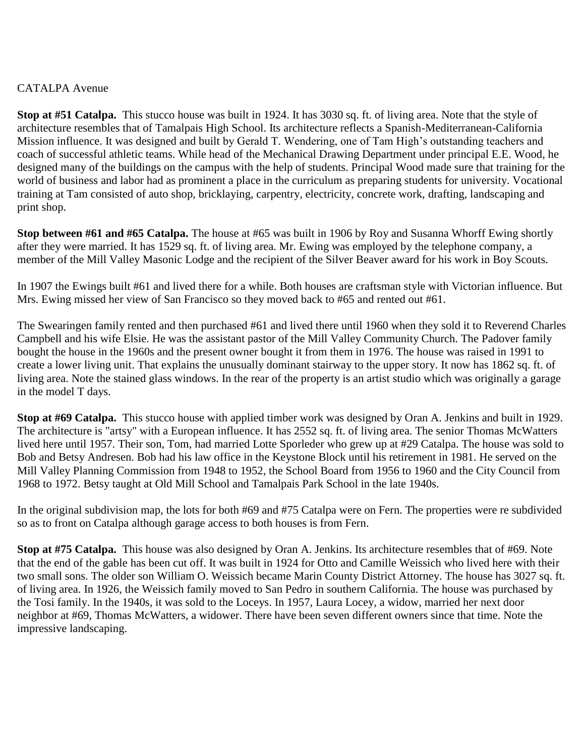CATALPA Avenue

**Stop at #51 Catalpa.** This stucco house was built in 1924. It has 3030 sq. ft. of living area. Note that the style of architecture resembles that of Tamalpais High School. Its architecture reflects a Spanish-Mediterranean-California Mission influence. It was designed and built by Gerald T. Wendering, one of Tam High's outstanding teachers and coach of successful athletic teams. While head of the Mechanical Drawing Department under principal E.E. Wood, he designed many of the buildings on the campus with the help of students. Principal Wood made sure that training for the world of business and labor had as prominent a place in the curriculum as preparing students for university. Vocational training at Tam consisted of auto shop, bricklaying, carpentry, electricity, concrete work, drafting, landscaping and print shop.

**Stop between #61 and #65 Catalpa.** The house at #65 was built in 1906 by Roy and Susanna Whorff Ewing shortly after they were married. It has 1529 sq. ft. of living area. Mr. Ewing was employed by the telephone company, a member of the Mill Valley Masonic Lodge and the recipient of the Silver Beaver award for his work in Boy Scouts.

In 1907 the Ewings built #61 and lived there for a while. Both houses are craftsman style with Victorian influence. But Mrs. Ewing missed her view of San Francisco so they moved back to #65 and rented out #61.

The Swearingen family rented and then purchased #61 and lived there until 1960 when they sold it to Reverend Charles Campbell and his wife Elsie. He was the assistant pastor of the Mill Valley Community Church. The Padover family bought the house in the 1960s and the present owner bought it from them in 1976. The house was raised in 1991 to create a lower living unit. That explains the unusually dominant stairway to the upper story. It now has 1862 sq. ft. of living area. Note the stained glass windows. In the rear of the property is an artist studio which was originally a garage in the model T days.

**Stop at #69 Catalpa.** This stucco house with applied timber work was designed by Oran A. Jenkins and built in 1929. The architecture is "artsy" with a European influence. It has 2552 sq. ft. of living area. The senior Thomas McWatters lived here until 1957. Their son, Tom, had married Lotte Sporleder who grew up at #29 Catalpa. The house was sold to Bob and Betsy Andresen. Bob had his law office in the Keystone Block until his retirement in 1981. He served on the Mill Valley Planning Commission from 1948 to 1952, the School Board from 1956 to 1960 and the City Council from 1968 to 1972. Betsy taught at Old Mill School and Tamalpais Park School in the late 1940s.

In the original subdivision map, the lots for both #69 and #75 Catalpa were on Fern. The properties were re subdivided so as to front on Catalpa although garage access to both houses is from Fern.

**Stop at #75 Catalpa.** This house was also designed by Oran A. Jenkins. Its architecture resembles that of #69. Note that the end of the gable has been cut off. It was built in 1924 for Otto and Camille Weissich who lived here with their two small sons. The older son William O. Weissich became Marin County District Attorney. The house has 3027 sq. ft. of living area. In 1926, the Weissich family moved to San Pedro in southern California. The house was purchased by the Tosi family. In the 1940s, it was sold to the Loceys. In 1957, Laura Locey, a widow, married her next door neighbor at #69, Thomas McWatters, a widower. There have been seven different owners since that time. Note the impressive landscaping.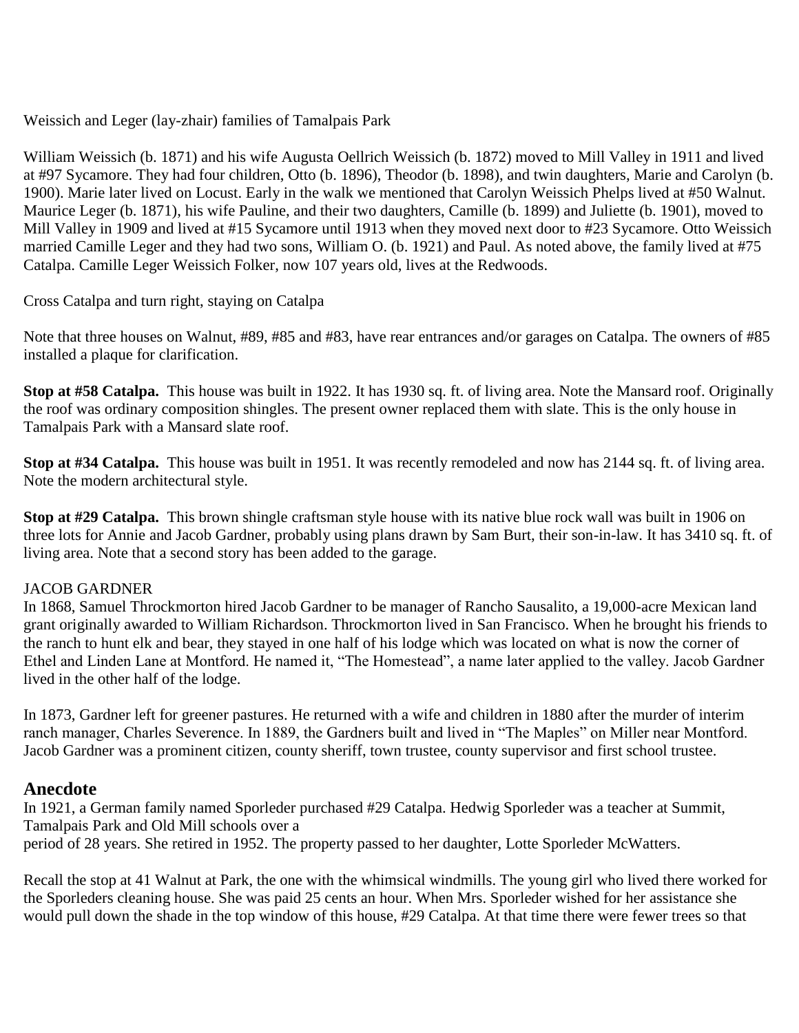Weissich and Leger (lay-zhair) families of Tamalpais Park

William Weissich (b. 1871) and his wife Augusta Oellrich Weissich (b. 1872) moved to Mill Valley in 1911 and lived at #97 Sycamore. They had four children, Otto (b. 1896), Theodor (b. 1898), and twin daughters, Marie and Carolyn (b. 1900). Marie later lived on Locust. Early in the walk we mentioned that Carolyn Weissich Phelps lived at #50 Walnut. Maurice Leger (b. 1871), his wife Pauline, and their two daughters, Camille (b. 1899) and Juliette (b. 1901), moved to Mill Valley in 1909 and lived at #15 Sycamore until 1913 when they moved next door to #23 Sycamore. Otto Weissich married Camille Leger and they had two sons, William O. (b. 1921) and Paul. As noted above, the family lived at #75 Catalpa. Camille Leger Weissich Folker, now 107 years old, lives at the Redwoods.

Cross Catalpa and turn right, staying on Catalpa

Note that three houses on Walnut, #89, #85 and #83, have rear entrances and/or garages on Catalpa. The owners of #85 installed a plaque for clarification.

**Stop at #58 Catalpa.** This house was built in 1922. It has 1930 sq. ft. of living area. Note the Mansard roof. Originally the roof was ordinary composition shingles. The present owner replaced them with slate. This is the only house in Tamalpais Park with a Mansard slate roof.

**Stop at #34 Catalpa.** This house was built in 1951. It was recently remodeled and now has 2144 sq. ft. of living area. Note the modern architectural style.

**Stop at #29 Catalpa.** This brown shingle craftsman style house with its native blue rock wall was built in 1906 on three lots for Annie and Jacob Gardner, probably using plans drawn by Sam Burt, their son-in-law. It has 3410 sq. ft. of living area. Note that a second story has been added to the garage.

JACOB GARDNER

In 1868, Samuel Throckmorton hired Jacob Gardner to be manager of Rancho Sausalito, a 19,000-acre Mexican land grant originally awarded to William Richardson. Throckmorton lived in San Francisco. When he brought his friends to the ranch to hunt elk and bear, they stayed in one half of his lodge which was located on what is now the corner of Ethel and Linden Lane at Montford. He named it, "The Homestead", a name later applied to the valley. Jacob Gardner lived in the other half of the lodge.

In 1873, Gardner left for greener pastures. He returned with a wife and children in 1880 after the murder of interim ranch manager, Charles Severence. In 1889, the Gardners built and lived in "The Maples" on Miller near Montford. Jacob Gardner was a prominent citizen, county sheriff, town trustee, county supervisor and first school trustee.

## Anecdote

In 1921, a German family named Sporleder purchased #29 Catalpa. Hedwig Sporleder was a teacher at Summit, Tamalpais Park and Old Mill schools over a period of 28 years. She retired in 1952. The property passed to her daughter, Lotte Sporleder McWatters.

Recall the stop at 41 Walnut at Park, the one with the whimsical windmills. The young girl who lived there worked for the Sporleders cleaning house. She was paid 25 cents an hour. When Mrs. Sporleder wished for her assistance she would pull down the shade in the top window of this house, #29 Catalpa. At that time there were fewer trees so that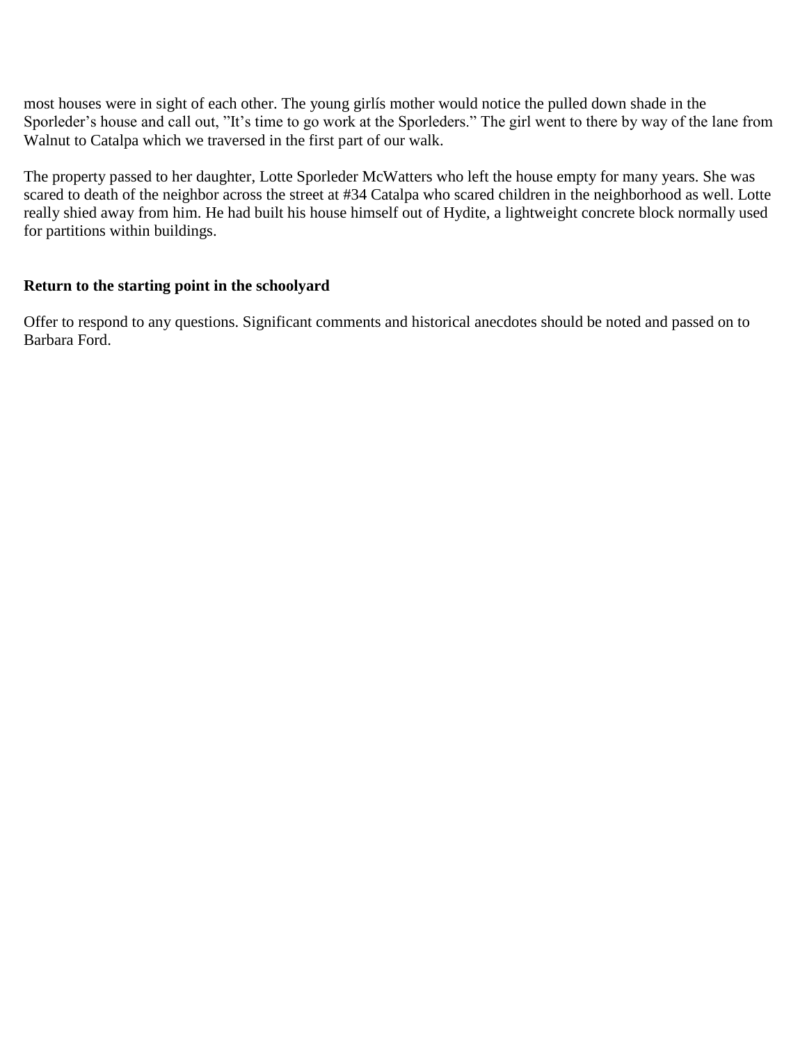most houses were in sight of each other. The young girlís mother would notice the pulled down shade in the Sporleder's house and call out, "It's time to go work at the Sporleders." The girl went to there by way of the lane from Walnut to Catalpa which we traversed in the first part of our walk.

The property passed to her daughter, Lotte Sporleder McWatters who left the house empty for many years. She was scared to death of the neighbor across the street at #34 Catalpa who scared children in the neighborhood as well. Lotte really shied away from him. He had built his house himself out of Hydite, a lightweight concrete block normally used for partitions within buildings.

**Return to the starting point in the schoolyard**

Offer to respond to any questions. Significant comments and historical anecdotes should be noted and passed on to Barbara Ford.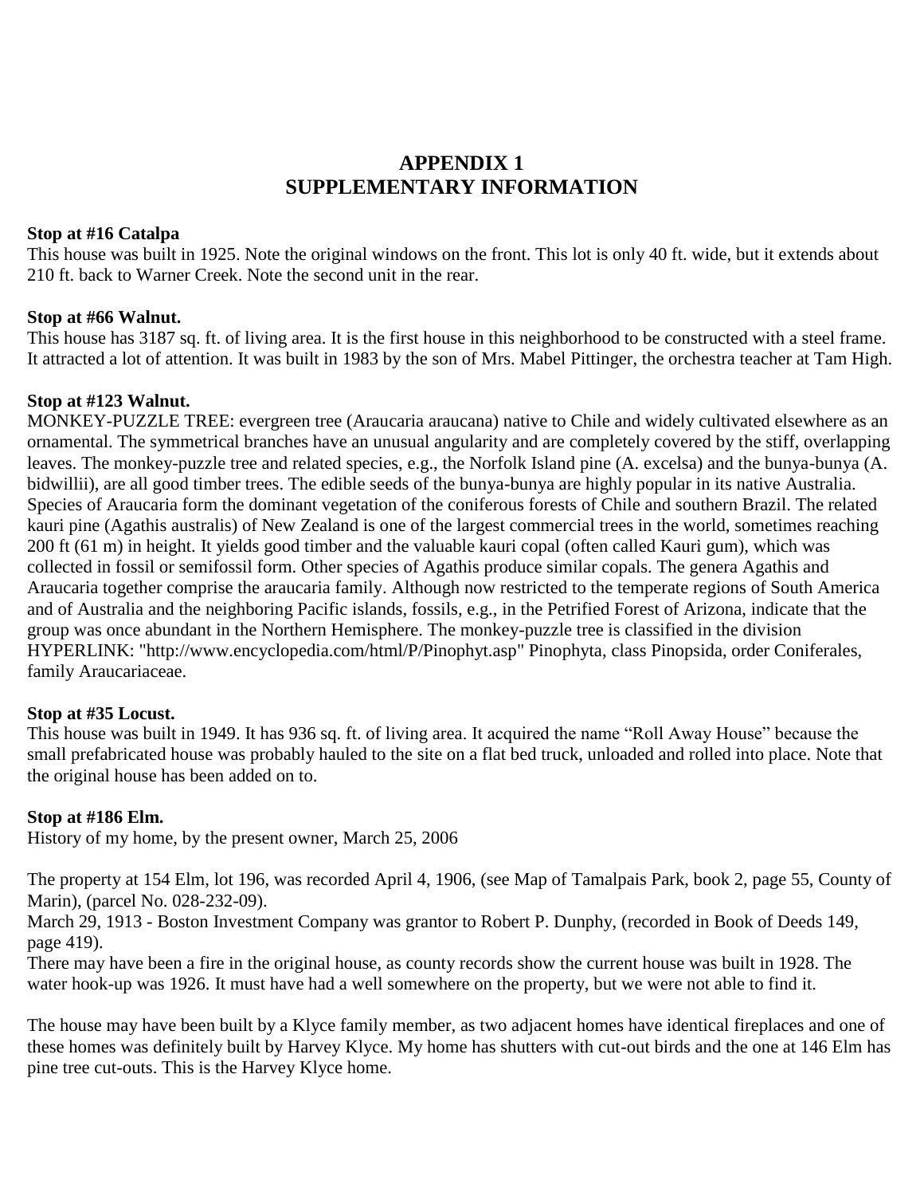# APPENDIX 1
# SUPPLEMENTARY INFORMATION

**Stop at #16 Catalpa**

This house was built in 1925. Note the original windows on the front. This lot is only 40 ft. wide, but it extends about 210 ft. back to Warner Creek. Note the second unit in the rear.

**Stop at #66 Walnut.**

This house has 3187 sq. ft. of living area. It is the first house in this neighborhood to be constructed with a steel frame. It attracted a lot of attention. It was built in 1983 by the son of Mrs. Mabel Pittinger, the orchestra teacher at Tam High.

**Stop at #123 Walnut.**

MONKEY-PUZZLE TREE: evergreen tree (Araucaria araucana) native to Chile and widely cultivated elsewhere as an ornamental. The symmetrical branches have an unusual angularity and are completely covered by the stiff, overlapping leaves. The monkey-puzzle tree and related species, e.g., the Norfolk Island pine (A. excelsa) and the bunya-bunya (A. bidwillii), are all good timber trees. The edible seeds of the bunya-bunya are highly popular in its native Australia. Species of Araucaria form the dominant vegetation of the coniferous forests of Chile and southern Brazil. The related kauri pine (Agathis australis) of New Zealand is one of the largest commercial trees in the world, sometimes reaching 200 ft (61 m) in height. It yields good timber and the valuable kauri copal (often called Kauri gum), which was collected in fossil or semifossil form. Other species of Agathis produce similar copals. The genera Agathis and Araucaria together comprise the araucaria family. Although now restricted to the temperate regions of South America and of Australia and the neighboring Pacific islands, fossils, e.g., in the Petrified Forest of Arizona, indicate that the group was once abundant in the Northern Hemisphere. The monkey-puzzle tree is classified in the division HYPERLINK: "http://www.encyclopedia.com/html/P/Pinophyt.asp" Pinophyta, class Pinopsida, order Coniferales, family Araucariaceae.

**Stop at #35 Locust.**

This house was built in 1949. It has 936 sq. ft. of living area. It acquired the name "Roll Away House" because the small prefabricated house was probably hauled to the site on a flat bed truck, unloaded and rolled into place. Note that the original house has been added on to.

**Stop at #186 Elm.**

History of my home, by the present owner, March 25, 2006

The property at 154 Elm, lot 196, was recorded April 4, 1906, (see Map of Tamalpais Park, book 2, page 55, County of Marin), (parcel No. 028-232-09).

March 29, 1913 - Boston Investment Company was grantor to Robert P. Dunphy, (recorded in Book of Deeds 149, page 419).

There may have been a fire in the original house, as county records show the current house was built in 1928. The water hook-up was 1926. It must have had a well somewhere on the property, but we were not able to find it.

The house may have been built by a Klyce family member, as two adjacent homes have identical fireplaces and one of these homes was definitely built by Harvey Klyce. My home has shutters with cut-out birds and the one at 146 Elm has pine tree cut-outs. This is the Harvey Klyce home.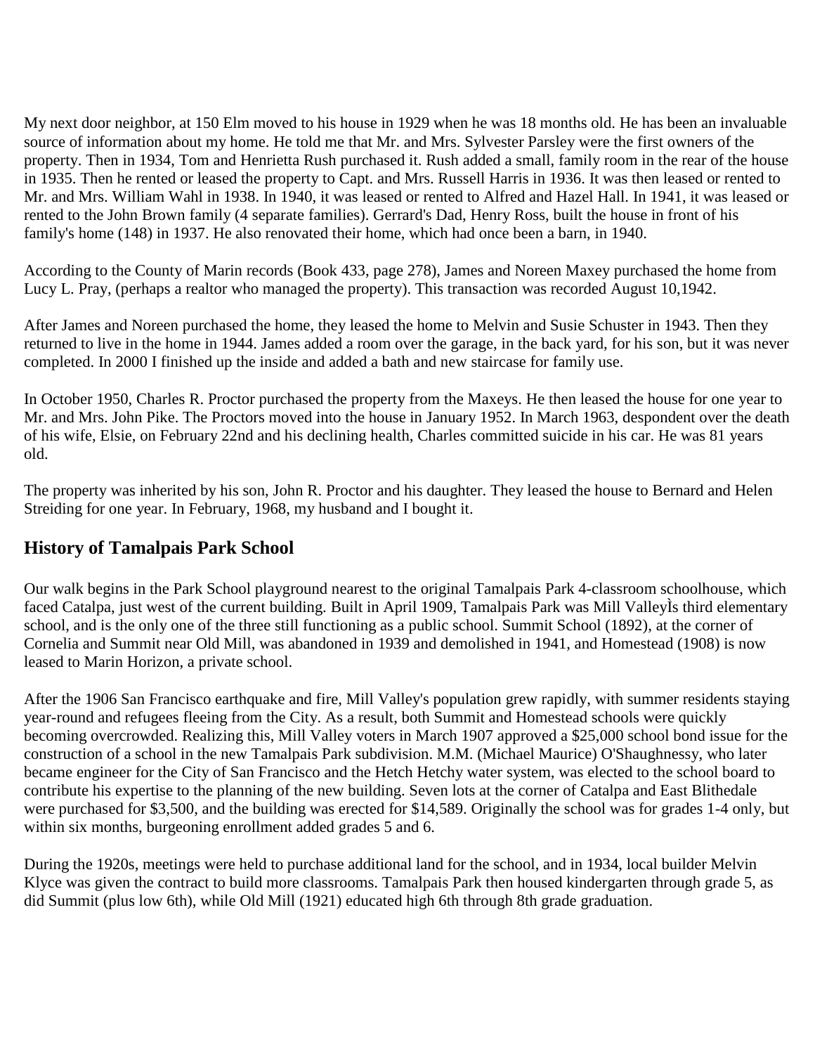My next door neighbor, at 150 Elm moved to his house in 1929 when he was 18 months old. He has been an invaluable source of information about my home. He told me that Mr. and Mrs. Sylvester Parsley were the first owners of the property. Then in 1934, Tom and Henrietta Rush purchased it. Rush added a small, family room in the rear of the house in 1935. Then he rented or leased the property to Capt. and Mrs. Russell Harris in 1936. It was then leased or rented to Mr. and Mrs. William Wahl in 1938. In 1940, it was leased or rented to Alfred and Hazel Hall. In 1941, it was leased or rented to the John Brown family (4 separate families). Gerrard's Dad, Henry Ross, built the house in front of his family's home (148) in 1937. He also renovated their home, which had once been a barn, in 1940.

According to the County of Marin records (Book 433, page 278), James and Noreen Maxey purchased the home from Lucy L. Pray, (perhaps a realtor who managed the property). This transaction was recorded August 10,1942.

After James and Noreen purchased the home, they leased the home to Melvin and Susie Schuster in 1943. Then they returned to live in the home in 1944. James added a room over the garage, in the back yard, for his son, but it was never completed. In 2000 I finished up the inside and added a bath and new staircase for family use.

In October 1950, Charles R. Proctor purchased the property from the Maxeys. He then leased the house for one year to Mr. and Mrs. John Pike. The Proctors moved into the house in January 1952. In March 1963, despondent over the death of his wife, Elsie, on February 22nd and his declining health, Charles committed suicide in his car. He was 81 years old.

The property was inherited by his son, John R. Proctor and his daughter. They leased the house to Bernard and Helen Streiding for one year. In February, 1968, my husband and I bought it.

## History of Tamalpais Park School

Our walk begins in the Park School playground nearest to the original Tamalpais Park 4-classroom schoolhouse, which faced Catalpa, just west of the current building. Built in April 1909, Tamalpais Park was Mill ValleyÌs third elementary school, and is the only one of the three still functioning as a public school. Summit School (1892), at the corner of Cornelia and Summit near Old Mill, was abandoned in 1939 and demolished in 1941, and Homestead (1908) is now leased to Marin Horizon, a private school.

After the 1906 San Francisco earthquake and fire, Mill Valley's population grew rapidly, with summer residents staying year-round and refugees fleeing from the City. As a result, both Summit and Homestead schools were quickly becoming overcrowded. Realizing this, Mill Valley voters in March 1907 approved a $25,000 school bond issue for the construction of a school in the new Tamalpais Park subdivision. M.M. (Michael Maurice) O'Shaughnessy, who later became engineer for the City of San Francisco and the Hetch Hetchy water system, was elected to the school board to contribute his expertise to the planning of the new building. Seven lots at the corner of Catalpa and East Blithedale were purchased for $3,500, and the building was erected for $14,589. Originally the school was for grades 1-4 only, but within six months, burgeoning enrollment added grades 5 and 6.

During the 1920s, meetings were held to purchase additional land for the school, and in 1934, local builder Melvin Klyce was given the contract to build more classrooms. Tamalpais Park then housed kindergarten through grade 5, as did Summit (plus low 6th), while Old Mill (1921) educated high 6th through 8th grade graduation.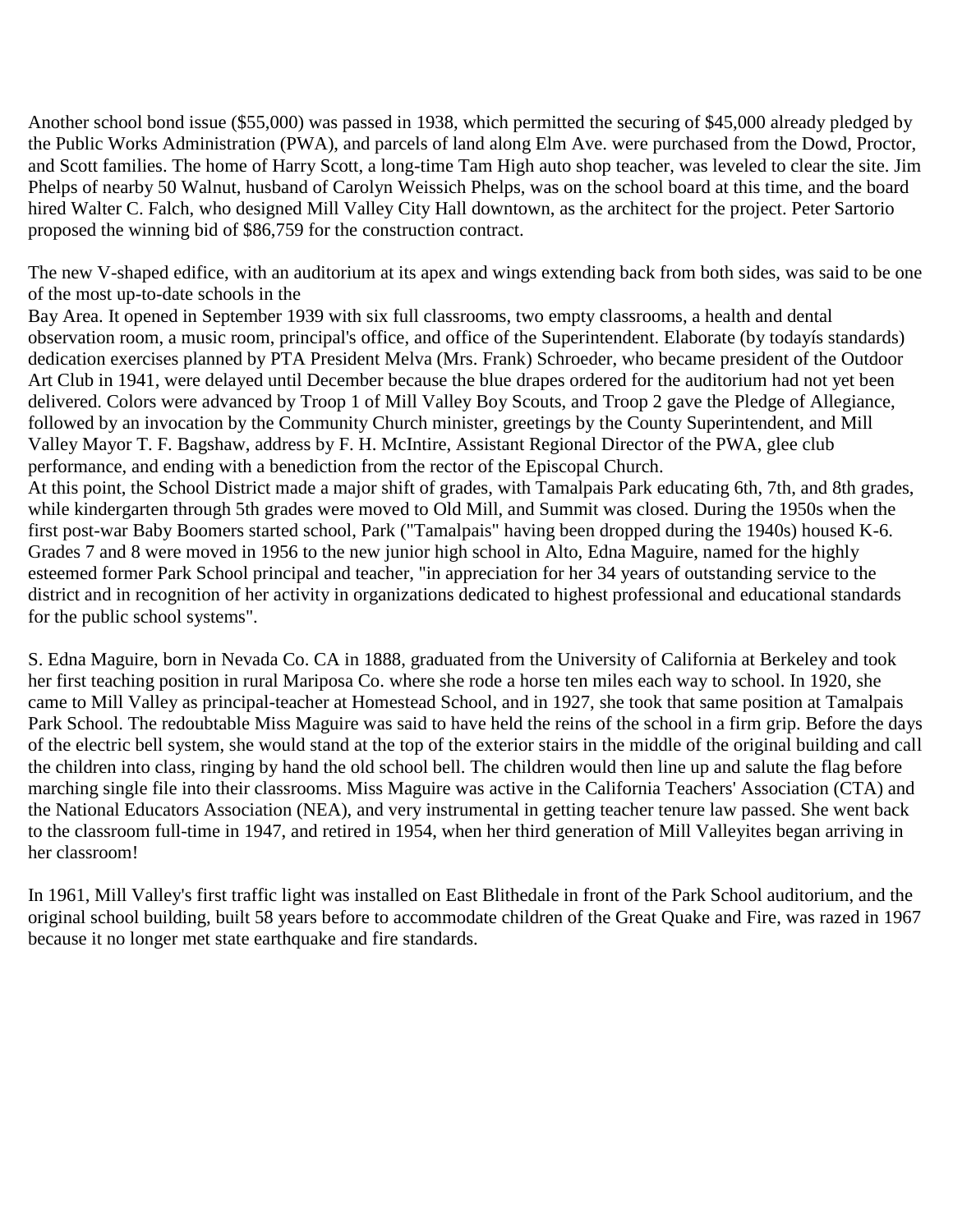Another school bond issue ($55,000) was passed in 1938, which permitted the securing of $45,000 already pledged by the Public Works Administration (PWA), and parcels of land along Elm Ave. were purchased from the Dowd, Proctor, and Scott families. The home of Harry Scott, a long-time Tam High auto shop teacher, was leveled to clear the site. Jim Phelps of nearby 50 Walnut, husband of Carolyn Weissich Phelps, was on the school board at this time, and the board hired Walter C. Falch, who designed Mill Valley City Hall downtown, as the architect for the project. Peter Sartorio proposed the winning bid of $86,759 for the construction contract.

The new V-shaped edifice, with an auditorium at its apex and wings extending back from both sides, was said to be one of the most up-to-date schools in the Bay Area. It opened in September 1939 with six full classrooms, two empty classrooms, a health and dental observation room, a music room, principal's office, and office of the Superintendent. Elaborate (by todayís standards) dedication exercises planned by PTA President Melva (Mrs. Frank) Schroeder, who became president of the Outdoor Art Club in 1941, were delayed until December because the blue drapes ordered for the auditorium had not yet been delivered. Colors were advanced by Troop 1 of Mill Valley Boy Scouts, and Troop 2 gave the Pledge of Allegiance, followed by an invocation by the Community Church minister, greetings by the County Superintendent, and Mill Valley Mayor T. F. Bagshaw, address by F. H. McIntire, Assistant Regional Director of the PWA, glee club performance, and ending with a benediction from the rector of the Episcopal Church.

At this point, the School District made a major shift of grades, with Tamalpais Park educating 6th, 7th, and 8th grades, while kindergarten through 5th grades were moved to Old Mill, and Summit was closed. During the 1950s when the first post-war Baby Boomers started school, Park ("Tamalpais" having been dropped during the 1940s) housed K-6. Grades 7 and 8 were moved in 1956 to the new junior high school in Alto, Edna Maguire, named for the highly esteemed former Park School principal and teacher, "in appreciation for her 34 years of outstanding service to the district and in recognition of her activity in organizations dedicated to highest professional and educational standards for the public school systems".

S. Edna Maguire, born in Nevada Co. CA in 1888, graduated from the University of California at Berkeley and took her first teaching position in rural Mariposa Co. where she rode a horse ten miles each way to school. In 1920, she came to Mill Valley as principal-teacher at Homestead School, and in 1927, she took that same position at Tamalpais Park School. The redoubtable Miss Maguire was said to have held the reins of the school in a firm grip. Before the days of the electric bell system, she would stand at the top of the exterior stairs in the middle of the original building and call the children into class, ringing by hand the old school bell. The children would then line up and salute the flag before marching single file into their classrooms. Miss Maguire was active in the California Teachers' Association (CTA) and the National Educators Association (NEA), and very instrumental in getting teacher tenure law passed. She went back to the classroom full-time in 1947, and retired in 1954, when her third generation of Mill Valleyites began arriving in her classroom!

In 1961, Mill Valley's first traffic light was installed on East Blithedale in front of the Park School auditorium, and the original school building, built 58 years before to accommodate children of the Great Quake and Fire, was razed in 1967 because it no longer met state earthquake and fire standards.